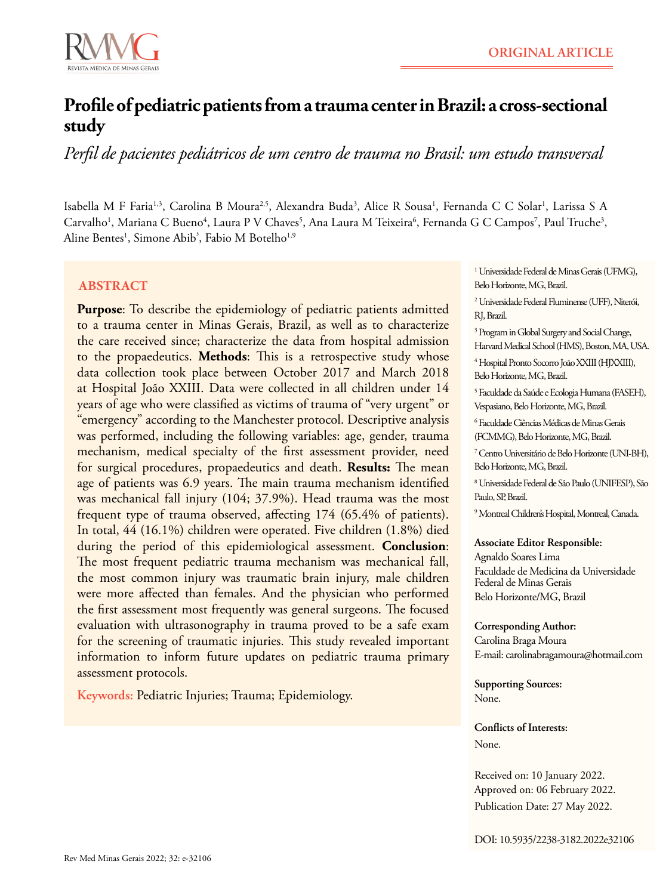ORIGINAL ARTICLE

# Profile of pediatric patients from a trauma center in Brazil: a cross-sectional study

*Perfil de pacientes pediátricos de um centro de trauma no Brasil: um estudo transversal*

Isabella M F Faria[1,3], Carolina B Moura[2,5], Alexandra Buda[3], Alice R Sousa[1], Fernanda C C Solar[1], Larissa S A Carvalho[1], Mariana C Bueno[4], Laura P V Chaves[5], Ana Laura M Teixeira[6], Fernanda G C Campos[7], Paul Truche[3], Aline Bentes[1], Simone Abib[3], Fabio M Botelho[1,9]

## ABSTRACT

**Purpose**: To describe the epidemiology of pediatric patients admitted to a trauma center in Minas Gerais, Brazil, as well as to characterize the care received since; characterize the data from hospital admission to the propaedeutics. **Methods**: This is a retrospective study whose data collection took place between October 2017 and March 2018 at Hospital João XXIII. Data were collected in all children under 14 years of age who were classified as victims of trauma of "very urgent" or "emergency" according to the Manchester protocol. Descriptive analysis was performed, including the following variables: age, gender, trauma mechanism, medical specialty of the first assessment provider, need for surgical procedures, propaedeutics and death. **Results:** The mean age of patients was 6.9 years. The main trauma mechanism identified was mechanical fall injury (104; 37.9%). Head trauma was the most frequent type of trauma observed, affecting 174 (65.4% of patients). In total, 44 (16.1%) children were operated. Five children (1.8%) died during the period of this epidemiological assessment. **Conclusion**: The most frequent pediatric trauma mechanism was mechanical fall, the most common injury was traumatic brain injury, male children were more affected than females. And the physician who performed the first assessment most frequently was general surgeons. The focused evaluation with ultrasonography in trauma proved to be a safe exam for the screening of traumatic injuries. This study revealed important information to inform future updates on pediatric trauma primary assessment protocols.

**Keywords:** Pediatric Injuries; Trauma; Epidemiology.

[1] Universidade Federal de Minas Gerais (UFMG), Belo Horizonte, MG, Brazil.

[2] Universidade Federal Fluminense (UFF), Niterói, RJ, Brazil.

[3] Program in Global Surgery and Social Change, Harvard Medical School (HMS), Boston, MA, USA.

[4] Hospital Pronto Socorro João XXIII (HJXXIII), Belo Horizonte, MG, Brazil.

[5] Faculdade da Saúde e Ecologia Humana (FASEH), Vespasiano, Belo Horizonte, MG, Brazil.

[6] Faculdade Ciências Médicas de Minas Gerais (FCMMG), Belo Horizonte, MG, Brazil.

[7] Centro Universitário de Belo Horizonte (UNI-BH), Belo Horizonte, MG, Brazil.

[8] Universidade Federal de São Paulo (UNIFESP), São Paulo, SP, Brazil.

[9] Montreal Children's Hospital, Montreal, Canada.

**Associate Editor Responsible:**
Agnaldo Soares Lima
Faculdade de Medicina da Universidade Federal de Minas Gerais
Belo Horizonte/MG, Brazil

**Corresponding Author:**
Carolina Braga Moura
E-mail: carolinabragamoura@hotmail.com

**Supporting Sources:**
None.

**Conflicts of Interests:**
None.

Received on: 10 January 2022.
Approved on: 06 February 2022.
Publication Date: 27 May 2022.

DOI: 10.5935/2238-3182.2022e32106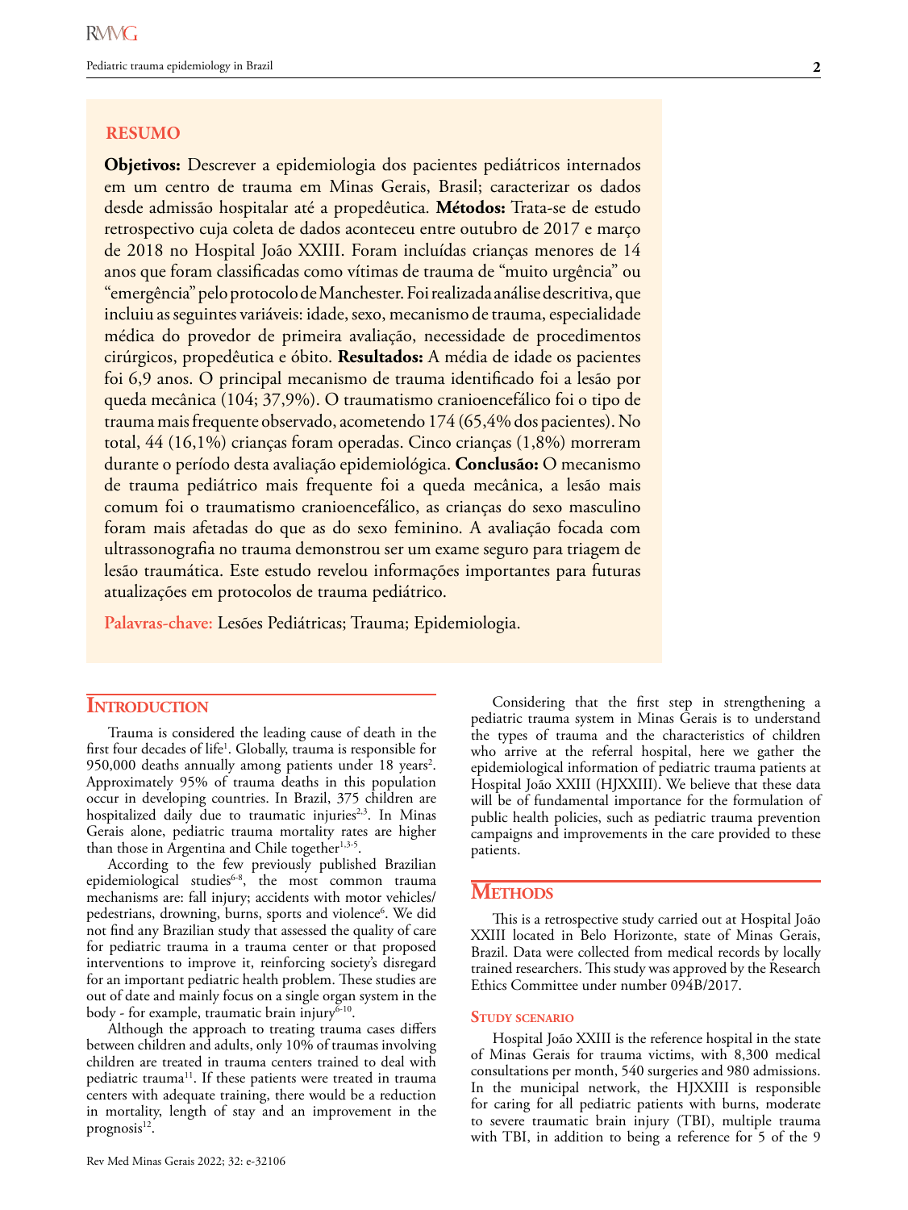## RESUMO

**Objetivos:** Descrever a epidemiologia dos pacientes pediátricos internados em um centro de trauma em Minas Gerais, Brasil; caracterizar os dados desde admissão hospitalar até a propedêutica. **Métodos:** Trata-se de estudo retrospectivo cuja coleta de dados aconteceu entre outubro de 2017 e março de 2018 no Hospital João XXIII. Foram incluídas crianças menores de 14 anos que foram classificadas como vítimas de trauma de "muito urgência" ou "emergência" pelo protocolo de Manchester. Foi realizada análise descritiva, que incluiu as seguintes variáveis: idade, sexo, mecanismo de trauma, especialidade médica do provedor de primeira avaliação, necessidade de procedimentos cirúrgicos, propedêutica e óbito. **Resultados:** A média de idade os pacientes foi 6,9 anos. O principal mecanismo de trauma identificado foi a lesão por queda mecânica (104; 37,9%). O traumatismo cranioencefálico foi o tipo de trauma mais frequente observado, acometendo 174 (65,4% dos pacientes). No total, 44 (16,1%) crianças foram operadas. Cinco crianças (1,8%) morreram durante o período desta avaliação epidemiológica. **Conclusão:** O mecanismo de trauma pediátrico mais frequente foi a queda mecânica, a lesão mais comum foi o traumatismo cranioencefálico, as crianças do sexo masculino foram mais afetadas do que as do sexo feminino. A avaliação focada com ultrassonografia no trauma demonstrou ser um exame seguro para triagem de lesão traumática. Este estudo revelou informações importantes para futuras atualizações em protocolos de trauma pediátrico.

**Palavras-chave:** Lesões Pediátricas; Trauma; Epidemiologia.

## INTRODUCTION

Trauma is considered the leading cause of death in the first four decades of life[1]. Globally, trauma is responsible for 950,000 deaths annually among patients under 18 years[2]. Approximately 95% of trauma deaths in this population occur in developing countries. In Brazil, 375 children are hospitalized daily due to traumatic injuries[2,3]. In Minas Gerais alone, pediatric trauma mortality rates are higher than those in Argentina and Chile together[1,3-5].

According to the few previously published Brazilian epidemiological studies[6-8], the most common trauma mechanisms are: fall injury; accidents with motor vehicles/pedestrians, drowning, burns, sports and violence[6]. We did not find any Brazilian study that assessed the quality of care for pediatric trauma in a trauma center or that proposed interventions to improve it, reinforcing society's disregard for an important pediatric health problem. These studies are out of date and mainly focus on a single organ system in the body - for example, traumatic brain injury[6-10].

Although the approach to treating trauma cases differs between children and adults, only 10% of traumas involving children are treated in trauma centers trained to deal with pediatric trauma[11]. If these patients were treated in trauma centers with adequate training, there would be a reduction in mortality, length of stay and an improvement in the prognosis[12].

Considering that the first step in strengthening a pediatric trauma system in Minas Gerais is to understand the types of trauma and the characteristics of children who arrive at the referral hospital, here we gather the epidemiological information of pediatric trauma patients at Hospital João XXIII (HJXXIII). We believe that these data will be of fundamental importance for the formulation of public health policies, such as pediatric trauma prevention campaigns and improvements in the care provided to these patients.

## METHODS

This is a retrospective study carried out at Hospital João XXIII located in Belo Horizonte, state of Minas Gerais, Brazil. Data were collected from medical records by locally trained researchers. This study was approved by the Research Ethics Committee under number 094B/2017.

### STUDY SCENARIO

Hospital João XXIII is the reference hospital in the state of Minas Gerais for trauma victims, with 8,300 medical consultations per month, 540 surgeries and 980 admissions. In the municipal network, the HJXXIII is responsible for caring for all pediatric patients with burns, moderate to severe traumatic brain injury (TBI), multiple trauma with TBI, in addition to being a reference for 5 of the 9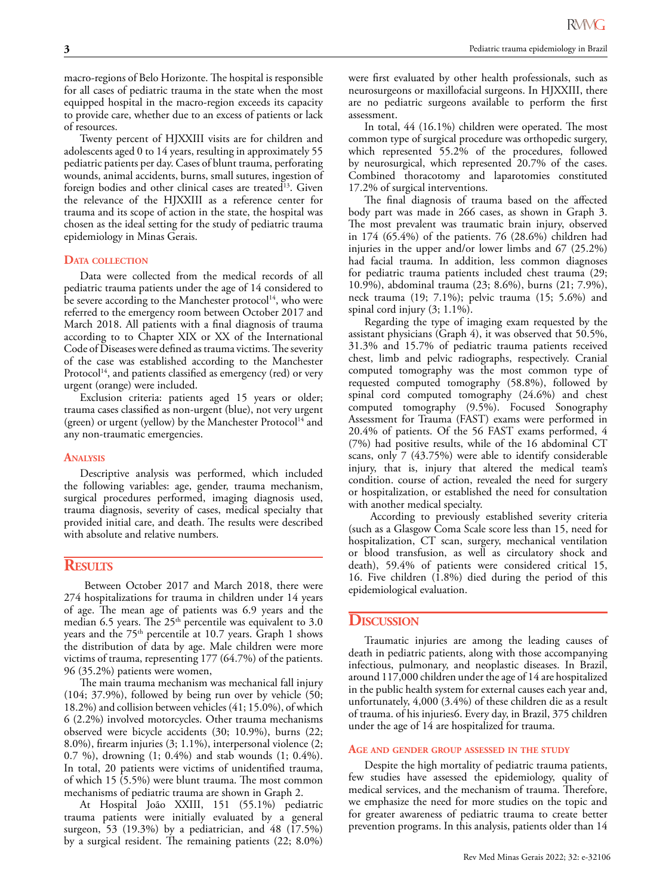macro-regions of Belo Horizonte. The hospital is responsible for all cases of pediatric trauma in the state when the most equipped hospital in the macro-region exceeds its capacity to provide care, whether due to an excess of patients or lack of resources.

Twenty percent of HJXXIII visits are for children and adolescents aged 0 to 14 years, resulting in approximately 55 pediatric patients per day. Cases of blunt trauma, perforating wounds, animal accidents, burns, small sutures, ingestion of foreign bodies and other clinical cases are treated[13]. Given the relevance of the HJXXIII as a reference center for trauma and its scope of action in the state, the hospital was chosen as the ideal setting for the study of pediatric trauma epidemiology in Minas Gerais.

### Data collection

Data were collected from the medical records of all pediatric trauma patients under the age of 14 considered to be severe according to the Manchester protocol[14], who were referred to the emergency room between October 2017 and March 2018. All patients with a final diagnosis of trauma according to to Chapter XIX or XX of the International Code of Diseases were defined as trauma victims. The severity of the case was established according to the Manchester Protocol[14], and patients classified as emergency (red) or very urgent (orange) were included.

Exclusion criteria: patients aged 15 years or older; trauma cases classified as non-urgent (blue), not very urgent (green) or urgent (yellow) by the Manchester Protocol[14] and any non-traumatic emergencies.

### Analysis

Descriptive analysis was performed, which included the following variables: age, gender, trauma mechanism, surgical procedures performed, imaging diagnosis used, trauma diagnosis, severity of cases, medical specialty that provided initial care, and death. The results were described with absolute and relative numbers.

## Results

Between October 2017 and March 2018, there were 274 hospitalizations for trauma in children under 14 years of age. The mean age of patients was 6.9 years and the median 6.5 years. The 25th percentile was equivalent to 3.0 years and the 75th percentile at 10.7 years. Graph 1 shows the distribution of data by age. Male children were more victims of trauma, representing 177 (64.7%) of the patients. 96 (35.2%) patients were women,

The main trauma mechanism was mechanical fall injury (104; 37.9%), followed by being run over by vehicle (50; 18.2%) and collision between vehicles (41; 15.0%), of which 6 (2.2%) involved motorcycles. Other trauma mechanisms observed were bicycle accidents (30; 10.9%), burns (22; 8.0%), firearm injuries (3; 1.1%), interpersonal violence (2; 0.7 %), drowning (1; 0.4%) and stab wounds (1; 0.4%). In total, 20 patients were victims of unidentified trauma, of which 15 (5.5%) were blunt trauma. The most common mechanisms of pediatric trauma are shown in Graph 2.

At Hospital João XXIII, 151 (55.1%) pediatric trauma patients were initially evaluated by a general surgeon, 53 (19.3%) by a pediatrician, and 48 (17.5%) by a surgical resident. The remaining patients (22; 8.0%) were first evaluated by other health professionals, such as neurosurgeons or maxillofacial surgeons. In HJXXIII, there are no pediatric surgeons available to perform the first assessment.

In total, 44 (16.1%) children were operated. The most common type of surgical procedure was orthopedic surgery, which represented 55.2% of the procedures, followed by neurosurgical, which represented 20.7% of the cases. Combined thoracotomy and laparotomies constituted 17.2% of surgical interventions.

The final diagnosis of trauma based on the affected body part was made in 266 cases, as shown in Graph 3. The most prevalent was traumatic brain injury, observed in 174 (65.4%) of the patients. 76 (28.6%) children had injuries in the upper and/or lower limbs and 67 (25.2%) had facial trauma. In addition, less common diagnoses for pediatric trauma patients included chest trauma (29; 10.9%), abdominal trauma (23; 8.6%), burns (21; 7.9%), neck trauma (19; 7.1%); pelvic trauma (15; 5.6%) and spinal cord injury (3; 1.1%).

Regarding the type of imaging exam requested by the assistant physicians (Graph 4), it was observed that 50.5%, 31.3% and 15.7% of pediatric trauma patients received chest, limb and pelvic radiographs, respectively. Cranial computed tomography was the most common type of requested computed tomography (58.8%), followed by spinal cord computed tomography (24.6%) and chest computed tomography (9.5%). Focused Sonography Assessment for Trauma (FAST) exams were performed in 20.4% of patients. Of the 56 FAST exams performed, 4 (7%) had positive results, while of the 16 abdominal CT scans, only 7 (43.75%) were able to identify considerable injury, that is, injury that altered the medical team's condition. course of action, revealed the need for surgery or hospitalization, or established the need for consultation with another medical specialty.

According to previously established severity criteria (such as a Glasgow Coma Scale score less than 15, need for hospitalization, CT scan, surgery, mechanical ventilation or blood transfusion, as well as circulatory shock and death), 59.4% of patients were considered critical 15, 16. Five children (1.8%) died during the period of this epidemiological evaluation.

## Discussion

Traumatic injuries are among the leading causes of death in pediatric patients, along with those accompanying infectious, pulmonary, and neoplastic diseases. In Brazil, around 117,000 children under the age of 14 are hospitalized in the public health system for external causes each year and, unfortunately, 4,000 (3.4%) of these children die as a result of trauma. of his injuries6. Every day, in Brazil, 375 children under the age of 14 are hospitalized for trauma.

### Age and gender group assessed in the study

Despite the high mortality of pediatric trauma patients, few studies have assessed the epidemiology, quality of medical services, and the mechanism of trauma. Therefore, we emphasize the need for more studies on the topic and for greater awareness of pediatric trauma to create better prevention programs. In this analysis, patients older than 14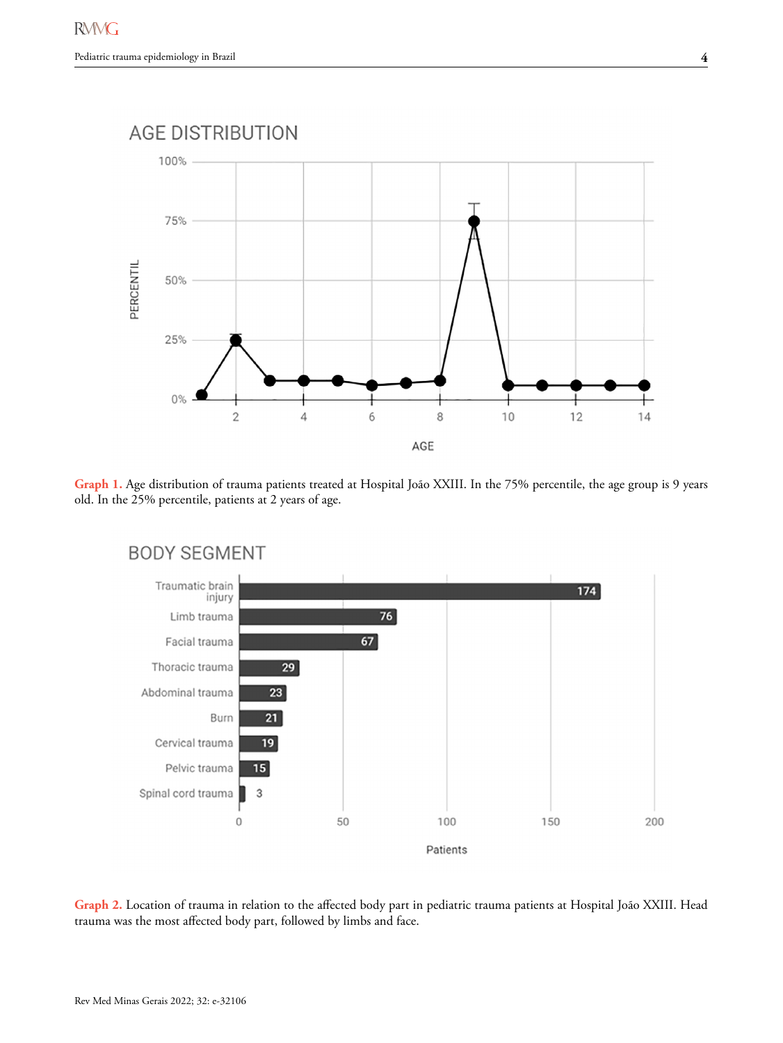Graph 1. Age distribution of trauma patients treated at Hospital João XXIII. In the 75% percentile, the age group is 9 years old. In the 25% percentile, patients at 2 years of age.

Graph 2. Location of trauma in relation to the affected body part in pediatric trauma patients at Hospital João XXIII. Head trauma was the most affected body part, followed by limbs and face.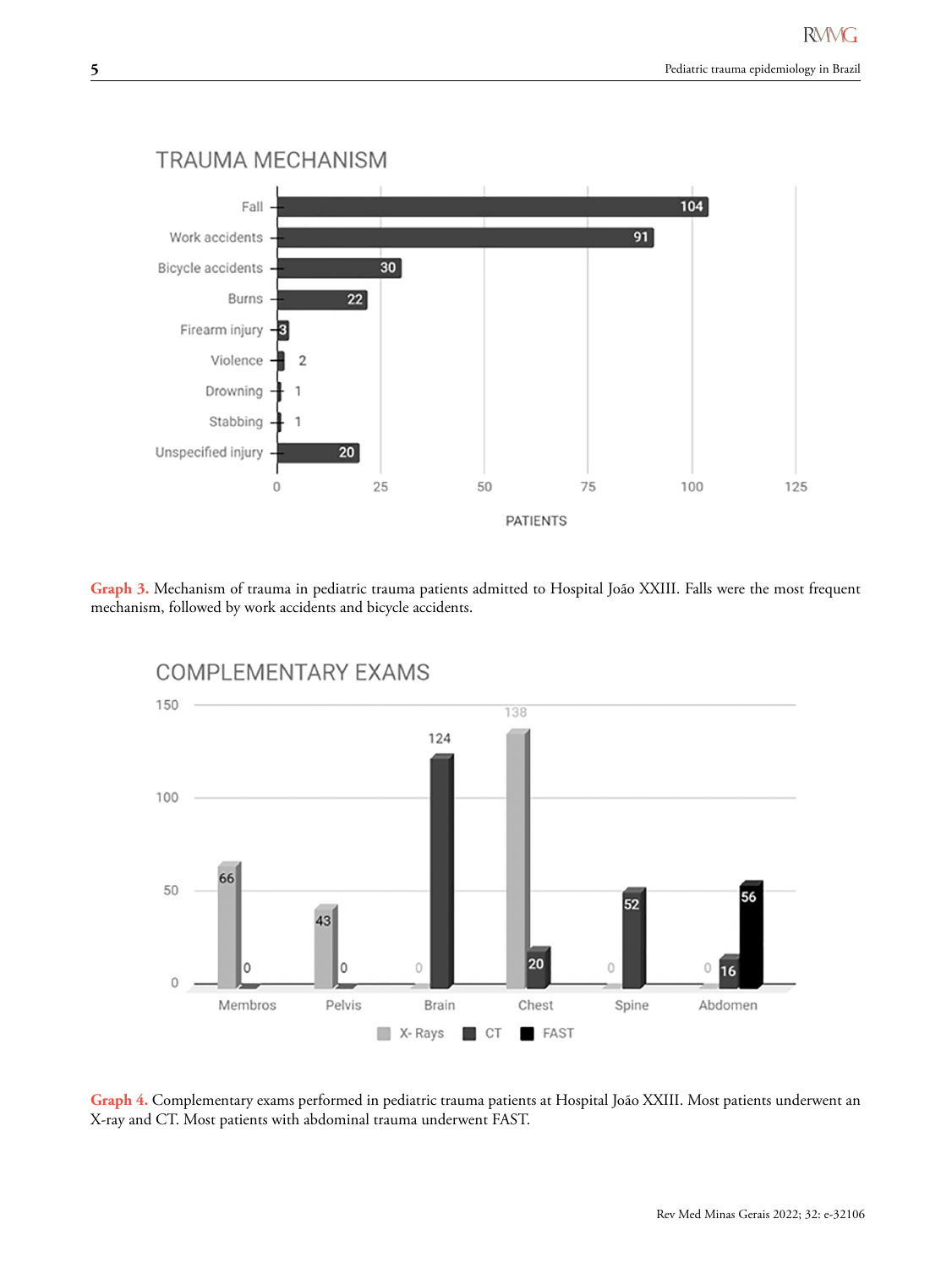**Graph 3.** Mechanism of trauma in pediatric trauma patients admitted to Hospital João XXIII. Falls were the most frequent mechanism, followed by work accidents and bicycle accidents.

**Graph 4.** Complementary exams performed in pediatric trauma patients at Hospital João XXIII. Most patients underwent an X-ray and CT. Most patients with abdominal trauma underwent FAST.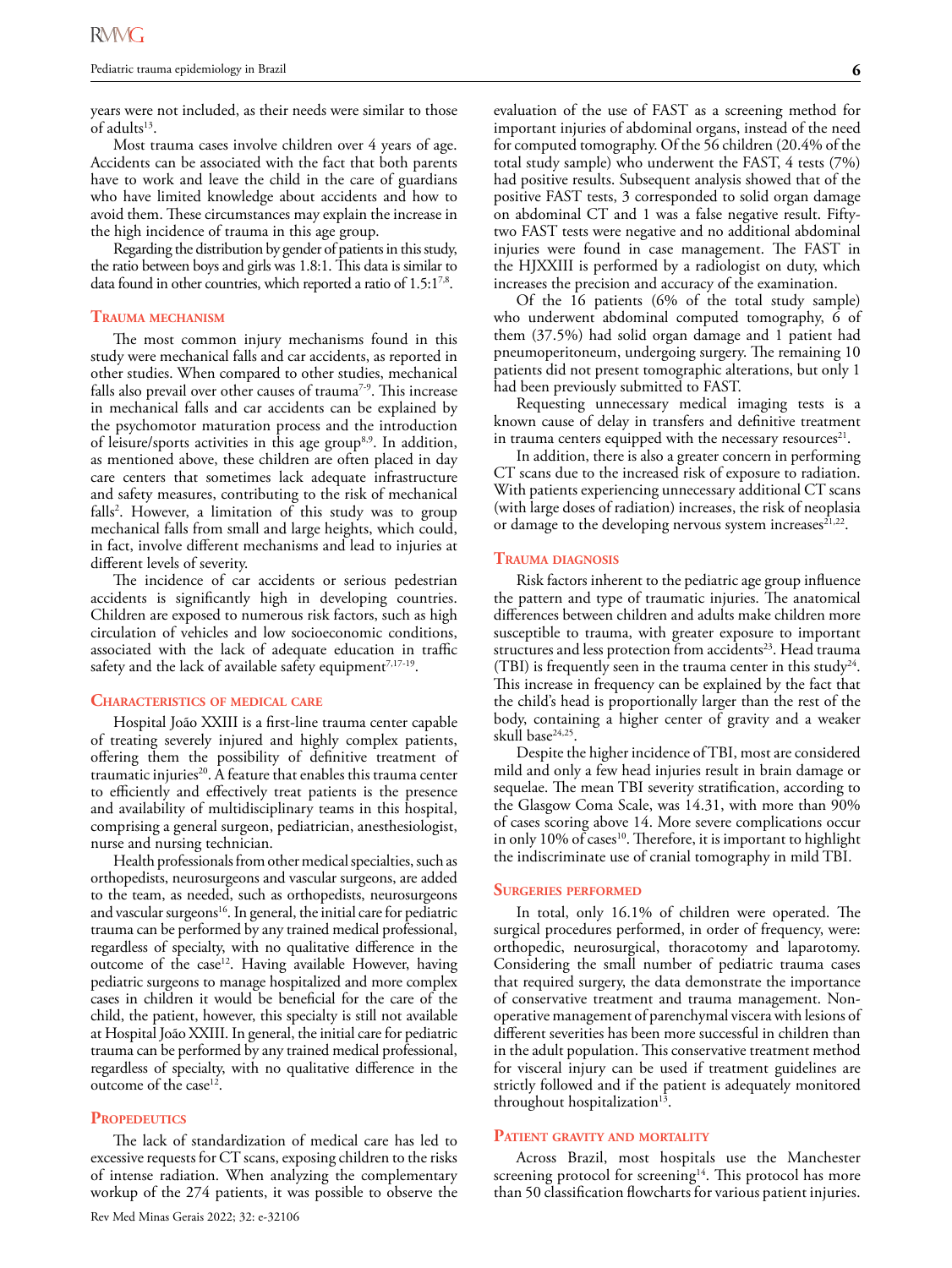years were not included, as their needs were similar to those of adults[13].

Most trauma cases involve children over 4 years of age. Accidents can be associated with the fact that both parents have to work and leave the child in the care of guardians who have limited knowledge about accidents and how to avoid them. These circumstances may explain the increase in the high incidence of trauma in this age group.

Regarding the distribution by gender of patients in this study, the ratio between boys and girls was 1.8:1. This data is similar to data found in other countries, which reported a ratio of 1.5:1[7,8].

## Trauma mechanism

The most common injury mechanisms found in this study were mechanical falls and car accidents, as reported in other studies. When compared to other studies, mechanical falls also prevail over other causes of trauma[7-9]. This increase in mechanical falls and car accidents can be explained by the psychomotor maturation process and the introduction of leisure/sports activities in this age group[8,9]. In addition, as mentioned above, these children are often placed in day care centers that sometimes lack adequate infrastructure and safety measures, contributing to the risk of mechanical falls[2]. However, a limitation of this study was to group mechanical falls from small and large heights, which could, in fact, involve different mechanisms and lead to injuries at different levels of severity.

The incidence of car accidents or serious pedestrian accidents is significantly high in developing countries. Children are exposed to numerous risk factors, such as high circulation of vehicles and low socioeconomic conditions, associated with the lack of adequate education in traffic safety and the lack of available safety equipment[7,17-19].

## Characteristics of medical care

Hospital João XXIII is a first-line trauma center capable of treating severely injured and highly complex patients, offering them the possibility of definitive treatment of traumatic injuries[20]. A feature that enables this trauma center to efficiently and effectively treat patients is the presence and availability of multidisciplinary teams in this hospital, comprising a general surgeon, pediatrician, anesthesiologist, nurse and nursing technician.

Health professionals from other medical specialties, such as orthopedists, neurosurgeons and vascular surgeons, are added to the team, as needed, such as orthopedists, neurosurgeons and vascular surgeons[16]. In general, the initial care for pediatric trauma can be performed by any trained medical professional, regardless of specialty, with no qualitative difference in the outcome of the case[12]. Having available However, having pediatric surgeons to manage hospitalized and more complex cases in children it would be beneficial for the care of the child, the patient, however, this specialty is still not available at Hospital João XXIII. In general, the initial care for pediatric trauma can be performed by any trained medical professional, regardless of specialty, with no qualitative difference in the outcome of the case[12].

## Propedeutics

The lack of standardization of medical care has led to excessive requests for CT scans, exposing children to the risks of intense radiation. When analyzing the complementary workup of the 274 patients, it was possible to observe the evaluation of the use of FAST as a screening method for important injuries of abdominal organs, instead of the need for computed tomography. Of the 56 children (20.4% of the total study sample) who underwent the FAST, 4 tests (7%) had positive results. Subsequent analysis showed that of the positive FAST tests, 3 corresponded to solid organ damage on abdominal CT and 1 was a false negative result. Fifty-two FAST tests were negative and no additional abdominal injuries were found in case management. The FAST in the HJXXIII is performed by a radiologist on duty, which increases the precision and accuracy of the examination.

Of the 16 patients (6% of the total study sample) who underwent abdominal computed tomography, 6 of them (37.5%) had solid organ damage and 1 patient had pneumoperitoneum, undergoing surgery. The remaining 10 patients did not present tomographic alterations, but only 1 had been previously submitted to FAST.

Requesting unnecessary medical imaging tests is a known cause of delay in transfers and definitive treatment in trauma centers equipped with the necessary resources[21].

In addition, there is also a greater concern in performing CT scans due to the increased risk of exposure to radiation. With patients experiencing unnecessary additional CT scans (with large doses of radiation) increases, the risk of neoplasia or damage to the developing nervous system increases[21,22].

## Trauma diagnosis

Risk factors inherent to the pediatric age group influence the pattern and type of traumatic injuries. The anatomical differences between children and adults make children more susceptible to trauma, with greater exposure to important structures and less protection from accidents[23]. Head trauma (TBI) is frequently seen in the trauma center in this study[24]. This increase in frequency can be explained by the fact that the child's head is proportionally larger than the rest of the body, containing a higher center of gravity and a weaker skull base[24,25].

Despite the higher incidence of TBI, most are considered mild and only a few head injuries result in brain damage or sequelae. The mean TBI severity stratification, according to the Glasgow Coma Scale, was 14.31, with more than 90% of cases scoring above 14. More severe complications occur in only 10% of cases[10]. Therefore, it is important to highlight the indiscriminate use of cranial tomography in mild TBI.

## Surgeries performed

In total, only 16.1% of children were operated. The surgical procedures performed, in order of frequency, were: orthopedic, neurosurgical, thoracotomy and laparotomy. Considering the small number of pediatric trauma cases that required surgery, the data demonstrate the importance of conservative treatment and trauma management. Non-operative management of parenchymal viscera with lesions of different severities has been more successful in children than in the adult population. This conservative treatment method for visceral injury can be used if treatment guidelines are strictly followed and if the patient is adequately monitored throughout hospitalization[13].

## Patient gravity and mortality

Across Brazil, most hospitals use the Manchester screening protocol for screening[14]. This protocol has more than 50 classification flowcharts for various patient injuries.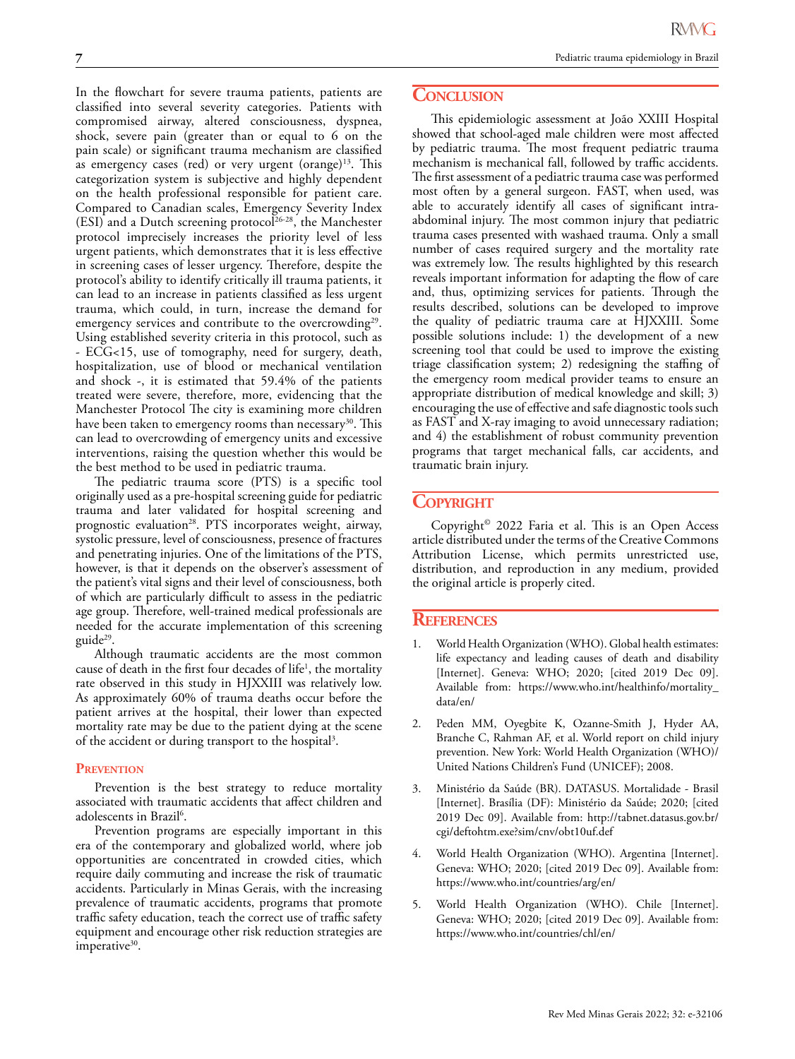In the flowchart for severe trauma patients, patients are classified into several severity categories. Patients with compromised airway, altered consciousness, dyspnea, shock, severe pain (greater than or equal to 6 on the pain scale) or significant trauma mechanism are classified as emergency cases (red) or very urgent (orange)[13]. This categorization system is subjective and highly dependent on the health professional responsible for patient care. Compared to Canadian scales, Emergency Severity Index (ESI) and a Dutch screening protocol[26-28], the Manchester protocol imprecisely increases the priority level of less urgent patients, which demonstrates that it is less effective in screening cases of lesser urgency. Therefore, despite the protocol's ability to identify critically ill trauma patients, it can lead to an increase in patients classified as less urgent trauma, which could, in turn, increase the demand for emergency services and contribute to the overcrowding[29]. Using established severity criteria in this protocol, such as - ECG<15, use of tomography, need for surgery, death, hospitalization, use of blood or mechanical ventilation and shock -, it is estimated that 59.4% of the patients treated were severe, therefore, more, evidencing that the Manchester Protocol The city is examining more children have been taken to emergency rooms than necessary[30]. This can lead to overcrowding of emergency units and excessive interventions, raising the question whether this would be the best method to be used in pediatric trauma.

The pediatric trauma score (PTS) is a specific tool originally used as a pre-hospital screening guide for pediatric trauma and later validated for hospital screening and prognostic evaluation[28]. PTS incorporates weight, airway, systolic pressure, level of consciousness, presence of fractures and penetrating injuries. One of the limitations of the PTS, however, is that it depends on the observer's assessment of the patient's vital signs and their level of consciousness, both of which are particularly difficult to assess in the pediatric age group. Therefore, well-trained medical professionals are needed for the accurate implementation of this screening guide[29].

Although traumatic accidents are the most common cause of death in the first four decades of life[1], the mortality rate observed in this study in HJXXIII was relatively low. As approximately 60% of trauma deaths occur before the patient arrives at the hospital, their lower than expected mortality rate may be due to the patient dying at the scene of the accident or during transport to the hospital[3].

### Prevention

Prevention is the best strategy to reduce mortality associated with traumatic accidents that affect children and adolescents in Brazil[6].

Prevention programs are especially important in this era of the contemporary and globalized world, where job opportunities are concentrated in crowded cities, which require daily commuting and increase the risk of traumatic accidents. Particularly in Minas Gerais, with the increasing prevalence of traumatic accidents, programs that promote traffic safety education, teach the correct use of traffic safety equipment and encourage other risk reduction strategies are imperative[30].

## Conclusion

This epidemiologic assessment at João XXIII Hospital showed that school-aged male children were most affected by pediatric trauma. The most frequent pediatric trauma mechanism is mechanical fall, followed by traffic accidents. The first assessment of a pediatric trauma case was performed most often by a general surgeon. FAST, when used, was able to accurately identify all cases of significant intra-abdominal injury. The most common injury that pediatric trauma cases presented with washaed trauma. Only a small number of cases required surgery and the mortality rate was extremely low. The results highlighted by this research reveals important information for adapting the flow of care and, thus, optimizing services for patients. Through the results described, solutions can be developed to improve the quality of pediatric trauma care at HJXXIII. Some possible solutions include: 1) the development of a new screening tool that could be used to improve the existing triage classification system; 2) redesigning the staffing of the emergency room medical provider teams to ensure an appropriate distribution of medical knowledge and skill; 3) encouraging the use of effective and safe diagnostic tools such as FAST and X-ray imaging to avoid unnecessary radiation; and 4) the establishment of robust community prevention programs that target mechanical falls, car accidents, and traumatic brain injury.

## Copyright

Copyright© 2022 Faria et al. This is an Open Access article distributed under the terms of the Creative Commons Attribution License, which permits unrestricted use, distribution, and reproduction in any medium, provided the original article is properly cited.

## References

1. World Health Organization (WHO). Global health estimates: life expectancy and leading causes of death and disability [Internet]. Geneva: WHO; 2020; [cited 2019 Dec 09]. Available from: https://www.who.int/healthinfo/mortality_data/en/
2. Peden MM, Oyegbite K, Ozanne-Smith J, Hyder AA, Branche C, Rahman AF, et al. World report on child injury prevention. New York: World Health Organization (WHO)/ United Nations Children's Fund (UNICEF); 2008.
3. Ministério da Saúde (BR). DATASUS. Mortalidade - Brasil [Internet]. Brasília (DF): Ministério da Saúde; 2020; [cited 2019 Dec 09]. Available from: http://tabnet.datasus.gov.br/cgi/deftohtm.exe?sim/cnv/obt10uf.def
4. World Health Organization (WHO). Argentina [Internet]. Geneva: WHO; 2020; [cited 2019 Dec 09]. Available from: https://www.who.int/countries/arg/en/
5. World Health Organization (WHO). Chile [Internet]. Geneva: WHO; 2020; [cited 2019 Dec 09]. Available from: https://www.who.int/countries/chl/en/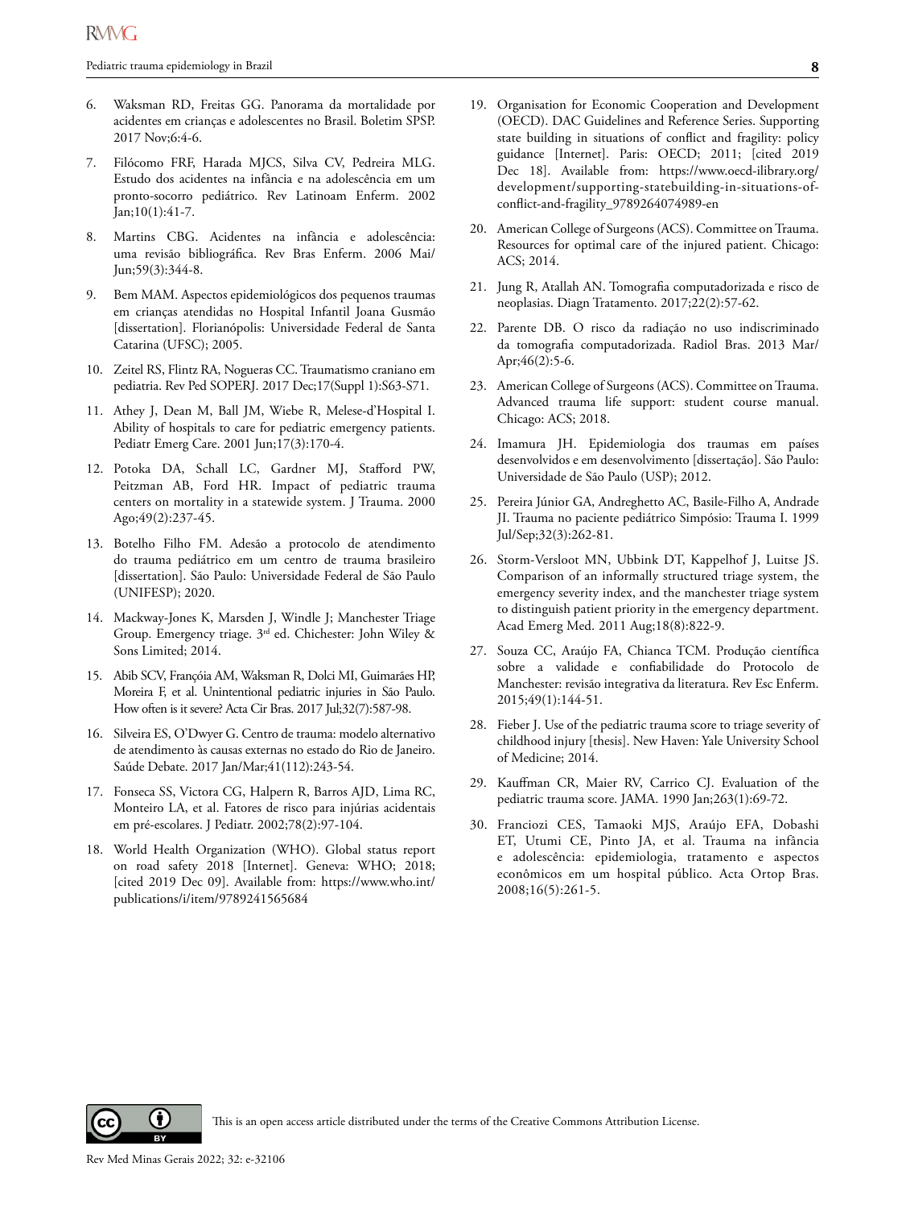6. Waksman RD, Freitas GG. Panorama da mortalidade por acidentes em crianças e adolescentes no Brasil. Boletim SPSP. 2017 Nov;6:4-6.

7. Filócomo FRF, Harada MJCS, Silva CV, Pedreira MLG. Estudo dos acidentes na infância e na adolescência em um pronto-socorro pediátrico. Rev Latinoam Enferm. 2002 Jan;10(1):41-7.

8. Martins CBG. Acidentes na infância e adolescência: uma revisão bibliográfica. Rev Bras Enferm. 2006 Mai/Jun;59(3):344-8.

9. Bem MAM. Aspectos epidemiológicos dos pequenos traumas em crianças atendidas no Hospital Infantil Joana Gusmão [dissertation]. Florianópolis: Universidade Federal de Santa Catarina (UFSC); 2005.

10. Zeitel RS, Flintz RA, Nogueras CC. Traumatismo craniano em pediatria. Rev Ped SOPERJ. 2017 Dec;17(Suppl 1):S63-S71.

11. Athey J, Dean M, Ball JM, Wiebe R, Melese-d'Hospital I. Ability of hospitals to care for pediatric emergency patients. Pediatr Emerg Care. 2001 Jun;17(3):170-4.

12. Potoka DA, Schall LC, Gardner MJ, Stafford PW, Peitzman AB, Ford HR. Impact of pediatric trauma centers on mortality in a statewide system. J Trauma. 2000 Ago;49(2):237-45.

13. Botelho Filho FM. Adesão a protocolo de atendimento do trauma pediátrico em um centro de trauma brasileiro [dissertation]. São Paulo: Universidade Federal de São Paulo (UNIFESP); 2020.

14. Mackway-Jones K, Marsden J, Windle J; Manchester Triage Group. Emergency triage. 3rd ed. Chichester: John Wiley & Sons Limited; 2014.

15. Abib SCV, Françóia AM, Waksman R, Dolci MI, Guimarães HP, Moreira F, et al. Unintentional pediatric injuries in São Paulo. How often is it severe? Acta Cir Bras. 2017 Jul;32(7):587-98.

16. Silveira ES, O'Dwyer G. Centro de trauma: modelo alternativo de atendimento às causas externas no estado do Rio de Janeiro. Saúde Debate. 2017 Jan/Mar;41(112):243-54.

17. Fonseca SS, Victora CG, Halpern R, Barros AJD, Lima RC, Monteiro LA, et al. Fatores de risco para injúrias acidentais em pré-escolares. J Pediatr. 2002;78(2):97-104.

18. World Health Organization (WHO). Global status report on road safety 2018 [Internet]. Geneva: WHO; 2018; [cited 2019 Dec 09]. Available from: https://www.who.int/publications/i/item/9789241565684

19. Organisation for Economic Cooperation and Development (OECD). DAC Guidelines and Reference Series. Supporting state building in situations of conflict and fragility: policy guidance [Internet]. Paris: OECD; 2011; [cited 2019 Dec 18]. Available from: https://www.oecd-ilibrary.org/development/supporting-statebuilding-in-situations-of-conflict-and-fragility_9789264074989-en

20. American College of Surgeons (ACS). Committee on Trauma. Resources for optimal care of the injured patient. Chicago: ACS; 2014.

21. Jung R, Atallah AN. Tomografia computadorizada e risco de neoplasias. Diagn Tratamento. 2017;22(2):57-62.

22. Parente DB. O risco da radiação no uso indiscriminado da tomografia computadorizada. Radiol Bras. 2013 Mar/Apr;46(2):5-6.

23. American College of Surgeons (ACS). Committee on Trauma. Advanced trauma life support: student course manual. Chicago: ACS; 2018.

24. Imamura JH. Epidemiologia dos traumas em países desenvolvidos e em desenvolvimento [dissertação]. São Paulo: Universidade de São Paulo (USP); 2012.

25. Pereira Júnior GA, Andreghetto AC, Basile-Filho A, Andrade JI. Trauma no paciente pediátrico Simpósio: Trauma I. 1999 Jul/Sep;32(3):262-81.

26. Storm-Versloot MN, Ubbink DT, Kappelhof J, Luitse JS. Comparison of an informally structured triage system, the emergency severity index, and the manchester triage system to distinguish patient priority in the emergency department. Acad Emerg Med. 2011 Aug;18(8):822-9.

27. Souza CC, Araújo FA, Chianca TCM. Produção científica sobre a validade e confiabilidade do Protocolo de Manchester: revisão integrativa da literatura. Rev Esc Enferm. 2015;49(1):144-51.

28. Fieber J. Use of the pediatric trauma score to triage severity of childhood injury [thesis]. New Haven: Yale University School of Medicine; 2014.

29. Kauffman CR, Maier RV, Carrico CJ. Evaluation of the pediatric trauma score. JAMA. 1990 Jan;263(1):69-72.

30. Franciozi CES, Tamaoki MJS, Araújo EFA, Dobashi ET, Utumi CE, Pinto JA, et al. Trauma na infância e adolescência: epidemiologia, tratamento e aspectos econômicos em um hospital público. Acta Ortop Bras. 2008;16(5):261-5.

This is an open access article distributed under the terms of the Creative Commons Attribution License.